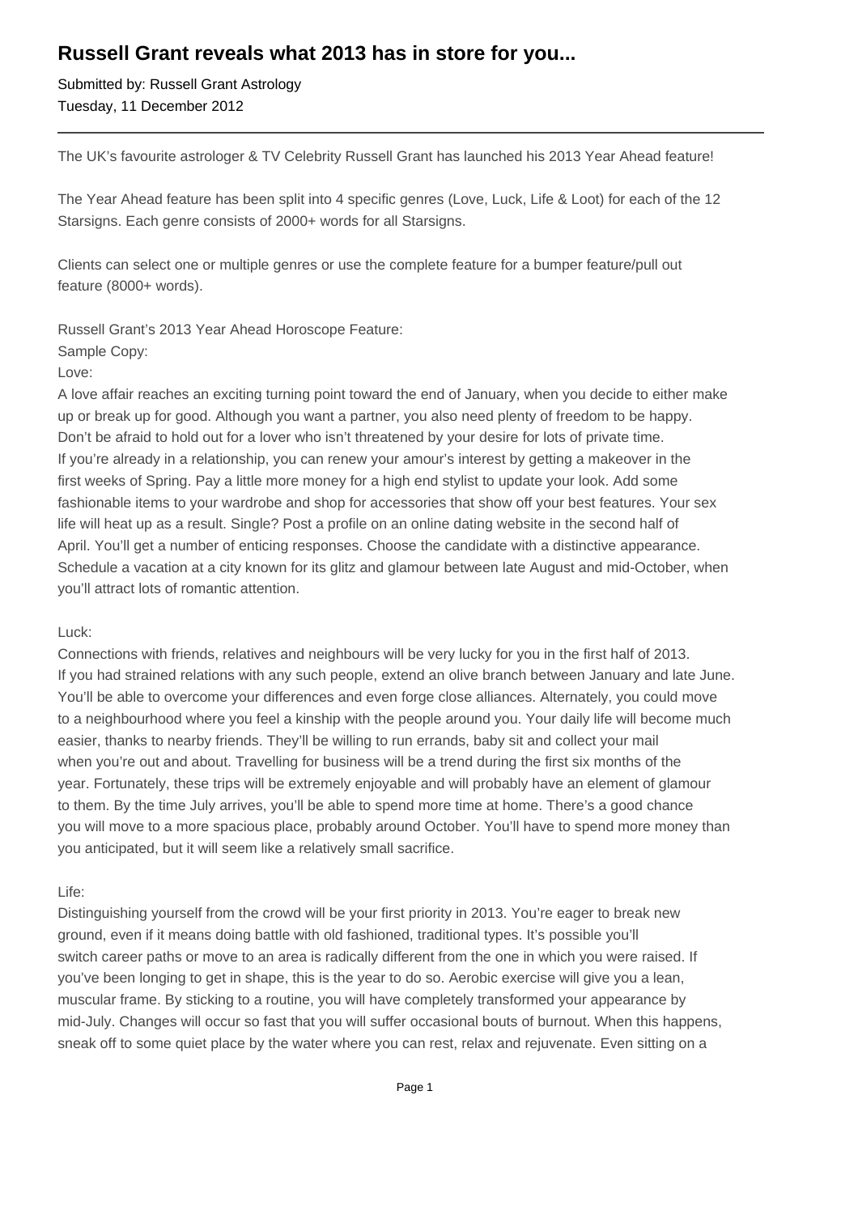# Russell Grant reveals what 2013 has in store for you...

Submitted by: Russell Grant Astrology
Tuesday, 11 December 2012

---

The UK's favourite astrologer & TV Celebrity Russell Grant has launched his 2013 Year Ahead feature!

The Year Ahead feature has been split into 4 specific genres (Love, Luck, Life & Loot) for each of the 12 Starsigns. Each genre consists of 2000+ words for all Starsigns.

Clients can select one or multiple genres or use the complete feature for a bumper feature/pull out feature (8000+ words).

Russell Grant's 2013 Year Ahead Horoscope Feature:
Sample Copy:
Love:
A love affair reaches an exciting turning point toward the end of January, when you decide to either make up or break up for good. Although you want a partner, you also need plenty of freedom to be happy. Don't be afraid to hold out for a lover who isn't threatened by your desire for lots of private time. If you're already in a relationship, you can renew your amour's interest by getting a makeover in the first weeks of Spring. Pay a little more money for a high end stylist to update your look. Add some fashionable items to your wardrobe and shop for accessories that show off your best features. Your sex life will heat up as a result. Single? Post a profile on an online dating website in the second half of April. You'll get a number of enticing responses. Choose the candidate with a distinctive appearance. Schedule a vacation at a city known for its glitz and glamour between late August and mid-October, when you'll attract lots of romantic attention.

Luck:
Connections with friends, relatives and neighbours will be very lucky for you in the first half of 2013. If you had strained relations with any such people, extend an olive branch between January and late June. You'll be able to overcome your differences and even forge close alliances. Alternately, you could move to a neighbourhood where you feel a kinship with the people around you. Your daily life will become much easier, thanks to nearby friends. They'll be willing to run errands, baby sit and collect your mail when you're out and about. Travelling for business will be a trend during the first six months of the year. Fortunately, these trips will be extremely enjoyable and will probably have an element of glamour to them. By the time July arrives, you'll be able to spend more time at home. There's a good chance you will move to a more spacious place, probably around October. You'll have to spend more money than you anticipated, but it will seem like a relatively small sacrifice.

Life:
Distinguishing yourself from the crowd will be your first priority in 2013. You're eager to break new ground, even if it means doing battle with old fashioned, traditional types. It's possible you'll switch career paths or move to an area is radically different from the one in which you were raised. If you've been longing to get in shape, this is the year to do so. Aerobic exercise will give you a lean, muscular frame. By sticking to a routine, you will have completely transformed your appearance by mid-July. Changes will occur so fast that you will suffer occasional bouts of burnout. When this happens, sneak off to some quiet place by the water where you can rest, relax and rejuvenate. Even sitting on a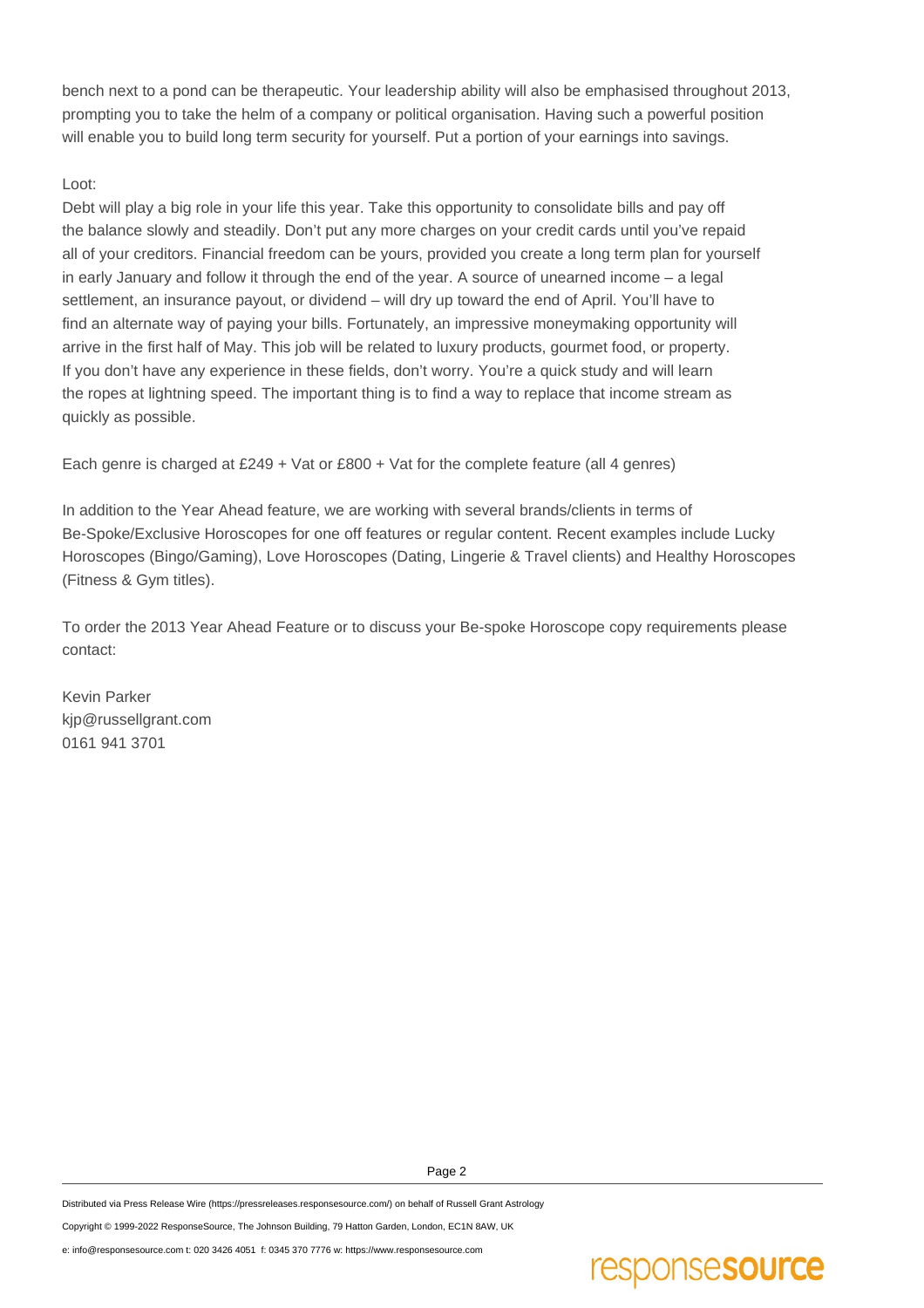bench next to a pond can be therapeutic. Your leadership ability will also be emphasised throughout 2013, prompting you to take the helm of a company or political organisation. Having such a powerful position will enable you to build long term security for yourself. Put a portion of your earnings into savings.

Loot:

Debt will play a big role in your life this year. Take this opportunity to consolidate bills and pay off the balance slowly and steadily. Don't put any more charges on your credit cards until you've repaid all of your creditors. Financial freedom can be yours, provided you create a long term plan for yourself in early January and follow it through the end of the year. A source of unearned income – a legal settlement, an insurance payout, or dividend – will dry up toward the end of April. You'll have to find an alternate way of paying your bills. Fortunately, an impressive moneymaking opportunity will arrive in the first half of May. This job will be related to luxury products, gourmet food, or property. If you don't have any experience in these fields, don't worry. You're a quick study and will learn the ropes at lightning speed. The important thing is to find a way to replace that income stream as quickly as possible.

Each genre is charged at £249 + Vat or £800 + Vat for the complete feature (all 4 genres)

In addition to the Year Ahead feature, we are working with several brands/clients in terms of Be-Spoke/Exclusive Horoscopes for one off features or regular content. Recent examples include Lucky Horoscopes (Bingo/Gaming), Love Horoscopes (Dating, Lingerie & Travel clients) and Healthy Horoscopes (Fitness & Gym titles).

To order the 2013 Year Ahead Feature or to discuss your Be-spoke Horoscope copy requirements please contact:

Kevin Parker
kjp@russellgrant.com
0161 941 3701

Distributed via Press Release Wire (https://pressreleases.responsesource.com/) on behalf of Russell Grant Astrology

Copyright © 1999-2022 ResponseSource, The Johnson Building, 79 Hatton Garden, London, EC1N 8AW, UK

e: info@responsesource.com t: 020 3426 4051 f: 0345 370 7776 w: https://www.responsesource.com